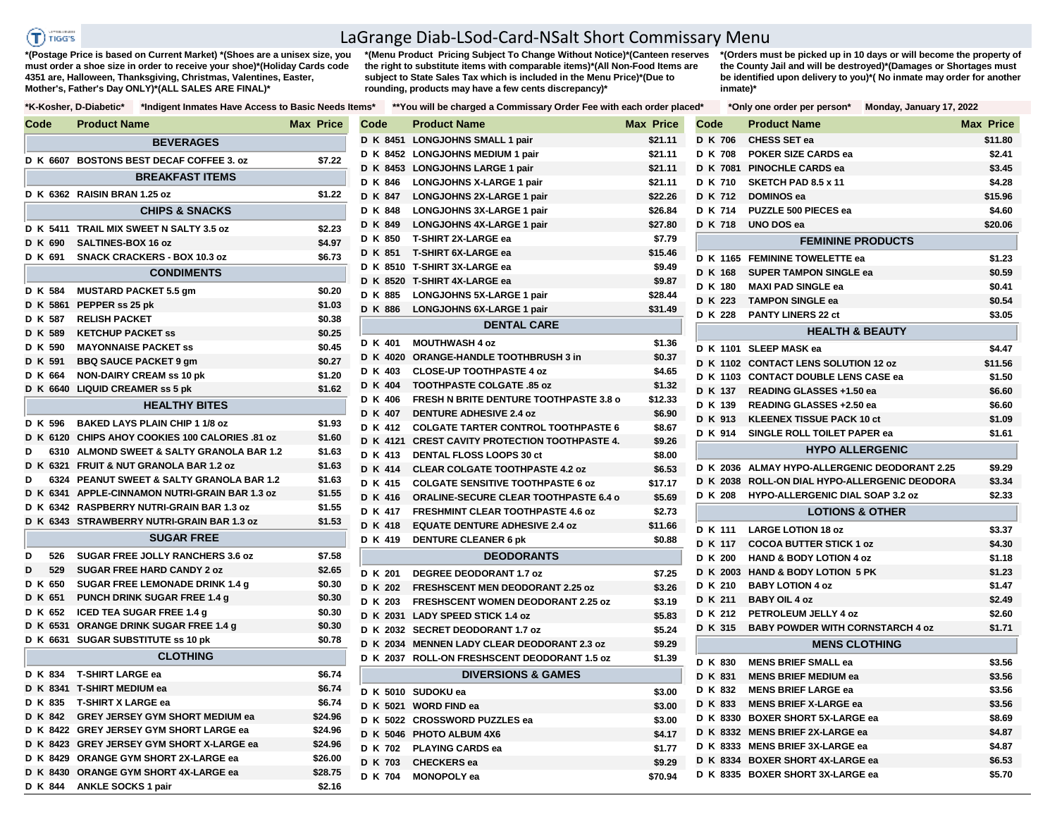# LaGrange Diab-LSod-Card-NSalt Short Commissary Menu

*(Postage Price is based on Current Market) *(Shoes are a unisex size, you must order a shoe size in order to receive your shoe)*(Holiday Cards code 4351 are, Halloween, Thanksgiving, Christmas, Valentines, Easter, Mother's, Father's Day ONLY)*(ALL SALES ARE FINAL)*

*(Menu Product Pricing Subject To Change Without Notice)*(Canteen reserves the right to substitute items with comparable items)*(All Non-Food Items are subject to State Sales Tax which is included in the Menu Price)*(Due to rounding, products may have a few cents discrepancy)*

*(Orders must be picked up in 10 days or will become the property of the County Jail and will be destroyed)*(Damages or Shortages must be identified upon delivery to you)*( No inmate may order for another inmate)*

*K-Kosher, D-Diabetic* *Indigent Inmates Have Access to Basic Needs Items* **You will be charged a Commissary Order Fee with each order placed* *Only one order per person* Monday, January 17, 2022

| Code | Product Name | Max Price |
|---|---|---|
| | **BEVERAGES** | |
| D K 6607 | BOSTONS BEST DECAF COFFEE 3. oz | $7.22 |
| | **BREAKFAST ITEMS** | |
| D K 6362 | RAISIN BRAN 1.25 oz | $1.22 |
| | **CHIPS & SNACKS** | |
| D K 5411 | TRAIL MIX SWEET N SALTY 3.5 oz | $2.23 |
| D K 690 | SALTINES-BOX 16 oz | $4.97 |
| D K 691 | SNACK CRACKERS - BOX 10.3 oz | $6.73 |
| | **CONDIMENTS** | |
| D K 584 | MUSTARD PACKET 5.5 gm | $0.20 |
| D K 5861 | PEPPER ss 25 pk | $1.03 |
| D K 587 | RELISH PACKET | $0.38 |
| D K 589 | KETCHUP PACKET ss | $0.25 |
| D K 590 | MAYONNAISE PACKET ss | $0.45 |
| D K 591 | BBQ SAUCE PACKET 9 gm | $0.27 |
| D K 664 | NON-DAIRY CREAM ss 10 pk | $1.20 |
| D K 6640 | LIQUID CREAMER ss 5 pk | $1.62 |
| | **HEALTHY BITES** | |
| D K 596 | BAKED LAYS PLAIN CHIP 1 1/8 oz | $1.93 |
| D K 6120 | CHIPS AHOY COOKIES 100 CALORIES .81 oz | $1.60 |
| D 6310 | ALMOND SWEET & SALTY GRANOLA BAR 1.2 | $1.63 |
| D K 6321 | FRUIT & NUT GRANOLA BAR 1.2 oz | $1.63 |
| D 6324 | PEANUT SWEET & SALTY GRANOLA BAR 1.2 | $1.63 |
| D K 6341 | APPLE-CINNAMON NUTRI-GRAIN BAR 1.3 oz | $1.55 |
| D K 6342 | RASPBERRY NUTRI-GRAIN BAR 1.3 oz | $1.55 |
| D K 6343 | STRAWBERRY NUTRI-GRAIN BAR 1.3 oz | $1.53 |
| | **SUGAR FREE** | |
| D 526 | SUGAR FREE JOLLY RANCHERS 3.6 oz | $7.58 |
| D 529 | SUGAR FREE HARD CANDY 2 oz | $2.65 |
| D K 650 | SUGAR FREE LEMONADE DRINK 1.4 g | $0.30 |
| D K 651 | PUNCH DRINK SUGAR FREE 1.4 g | $0.30 |
| D K 652 | ICED TEA SUGAR FREE 1.4 g | $0.30 |
| D K 6531 | ORANGE DRINK SUGAR FREE 1.4 g | $0.30 |
| D K 6631 | SUGAR SUBSTITUTE ss 10 pk | $0.78 |
| | **CLOTHING** | |
| D K 834 | T-SHIRT LARGE ea | $6.74 |
| D K 8341 | T-SHIRT MEDIUM ea | $6.74 |
| D K 835 | T-SHIRT X LARGE ea | $6.74 |
| D K 842 | GREY JERSEY GYM SHORT MEDIUM ea | $24.96 |
| D K 8422 | GREY JERSEY GYM SHORT LARGE ea | $24.96 |
| D K 8423 | GREY JERSEY GYM SHORT X-LARGE ea | $24.96 |
| D K 8429 | ORANGE GYM SHORT 2X-LARGE ea | $26.00 |
| D K 8430 | ORANGE GYM SHORT 4X-LARGE ea | $28.75 |
| D K 844 | ANKLE SOCKS 1 pair | $2.16 |
| D K 8451 | LONGJOHNS SMALL 1 pair | $21.11 |
| D K 8452 | LONGJOHNS MEDIUM 1 pair | $21.11 |
| D K 8453 | LONGJOHNS LARGE 1 pair | $21.11 |
| D K 846 | LONGJOHNS X-LARGE 1 pair | $21.11 |
| D K 847 | LONGJOHNS 2X-LARGE 1 pair | $22.26 |
| D K 848 | LONGJOHNS 3X-LARGE 1 pair | $26.84 |
| D K 849 | LONGJOHNS 4X-LARGE 1 pair | $27.80 |
| D K 850 | T-SHIRT 2X-LARGE ea | $7.79 |
| D K 851 | T-SHIRT 6X-LARGE ea | $15.46 |
| D K 8510 | T-SHIRT 3X-LARGE ea | $9.49 |
| D K 8520 | T-SHIRT 4X-LARGE ea | $9.87 |
| D K 885 | LONGJOHNS 5X-LARGE 1 pair | $28.44 |
| D K 886 | LONGJOHNS 6X-LARGE 1 pair | $31.49 |
| | **DENTAL CARE** | |
| D K 401 | MOUTHWASH 4 oz | $1.36 |
| D K 4020 | ORANGE-HANDLE TOOTHBRUSH 3 in | $0.37 |
| D K 403 | CLOSE-UP TOOTHPASTE 4 oz | $4.65 |
| D K 404 | TOOTHPASTE COLGATE .85 oz | $1.32 |
| D K 406 | FRESH N BRITE DENTURE TOOTHPASTE 3.8 o | $12.33 |
| D K 407 | DENTURE ADHESIVE 2.4 oz | $6.90 |
| D K 412 | COLGATE TARTER CONTROL TOOTHPASTE 6 | $8.67 |
| D K 4121 | CREST CAVITY PROTECTION TOOTHPASTE 4. | $9.26 |
| D K 413 | DENTAL FLOSS LOOPS 30 ct | $8.00 |
| D K 414 | CLEAR COLGATE TOOTHPASTE 4.2 oz | $6.53 |
| D K 415 | COLGATE SENSITIVE TOOTHPASTE 6 oz | $17.17 |
| D K 416 | ORALINE-SECURE CLEAR TOOTHPASTE 6.4 o | $5.69 |
| D K 417 | FRESHMINT CLEAR TOOTHPASTE 4.6 oz | $2.73 |
| D K 418 | EQUATE DENTURE ADHESIVE 2.4 oz | $11.66 |
| D K 419 | DENTURE CLEANER 6 pk | $0.88 |
| | **DEODORANTS** | |
| D K 201 | DEGREE DEODORANT 1.7 oz | $7.25 |
| D K 202 | FRESHSCENT MEN DEODORANT 2.25 oz | $3.26 |
| D K 203 | FRESHSCENT WOMEN DEODORANT 2.25 oz | $3.19 |
| D K 2031 | LADY SPEED STICK 1.4 oz | $5.83 |
| D K 2032 | SECRET DEODORANT 1.7 oz | $5.24 |
| D K 2034 | MENNEN LADY CLEAR DEODORANT 2.3 oz | $9.29 |
| D K 2037 | ROLL-ON FRESHSCENT DEODORANT 1.5 oz | $1.39 |
| | **DIVERSIONS & GAMES** | |
| D K 5010 | SUDOKU ea | $3.00 |
| D K 5021 | WORD FIND ea | $3.00 |
| D K 5022 | CROSSWORD PUZZLES ea | $3.00 |
| D K 5046 | PHOTO ALBUM 4X6 | $4.17 |
| D K 702 | PLAYING CARDS ea | $1.77 |
| D K 703 | CHECKERS ea | $9.29 |
| D K 704 | MONOPOLY ea | $70.94 |
| D K 706 | CHESS SET ea | $11.80 |
| D K 708 | POKER SIZE CARDS ea | $2.41 |
| D K 7081 | PINOCHLE CARDS ea | $3.45 |
| D K 710 | SKETCH PAD 8.5 x 11 | $4.28 |
| D K 712 | DOMINOS ea | $15.96 |
| D K 714 | PUZZLE 500 PIECES ea | $4.60 |
| D K 718 | UNO DOS ea | $20.06 |
| | **FEMININE PRODUCTS** | |
| D K 1165 | FEMININE TOWELETTE ea | $1.23 |
| D K 168 | SUPER TAMPON SINGLE ea | $0.59 |
| D K 180 | MAXI PAD SINGLE ea | $0.41 |
| D K 223 | TAMPON SINGLE ea | $0.54 |
| D K 228 | PANTY LINERS 22 ct | $3.05 |
| | **HEALTH & BEAUTY** | |
| D K 1101 | SLEEP MASK ea | $4.47 |
| D K 1102 | CONTACT LENS SOLUTION 12 oz | $11.56 |
| D K 1103 | CONTACT DOUBLE LENS CASE ea | $1.50 |
| D K 137 | READING GLASSES +1.50 ea | $6.60 |
| D K 139 | READING GLASSES +2.50 ea | $6.60 |
| D K 913 | KLEENEX TISSUE PACK 10 ct | $1.09 |
| D K 914 | SINGLE ROLL TOILET PAPER ea | $1.61 |
| | **HYPO ALLERGENIC** | |
| D K 2036 | ALMAY HYPO-ALLERGENIC DEODORANT 2.25 | $9.29 |
| D K 2038 | ROLL-ON DIAL HYPO-ALLERGENIC DEODORA | $3.34 |
| D K 208 | HYPO-ALLERGENIC DIAL SOAP 3.2 oz | $2.33 |
| | **LOTIONS & OTHER** | |
| D K 111 | LARGE LOTION 18 oz | $3.37 |
| D K 117 | COCOA BUTTER STICK 1 oz | $4.30 |
| D K 200 | HAND & BODY LOTION 4 oz | $1.18 |
| D K 2003 | HAND & BODY LOTION 5 PK | $1.23 |
| D K 210 | BABY LOTION 4 oz | $1.47 |
| D K 211 | BABY OIL 4 oz | $2.49 |
| D K 212 | PETROLEUM JELLY 4 oz | $2.60 |
| D K 315 | BABY POWDER WITH CORNSTARCH 4 oz | $1.71 |
| | **MENS CLOTHING** | |
| D K 830 | MENS BRIEF SMALL ea | $3.56 |
| D K 831 | MENS BRIEF MEDIUM ea | $3.56 |
| D K 832 | MENS BRIEF LARGE ea | $3.56 |
| D K 833 | MENS BRIEF X-LARGE ea | $3.56 |
| D K 8330 | BOXER SHORT 5X-LARGE ea | $8.69 |
| D K 8332 | MENS BRIEF 2X-LARGE ea | $4.87 |
| D K 8333 | MENS BRIEF 3X-LARGE ea | $4.87 |
| D K 8334 | BOXER SHORT 4X-LARGE ea | $6.53 |
| D K 8335 | BOXER SHORT 3X-LARGE ea | $5.70 |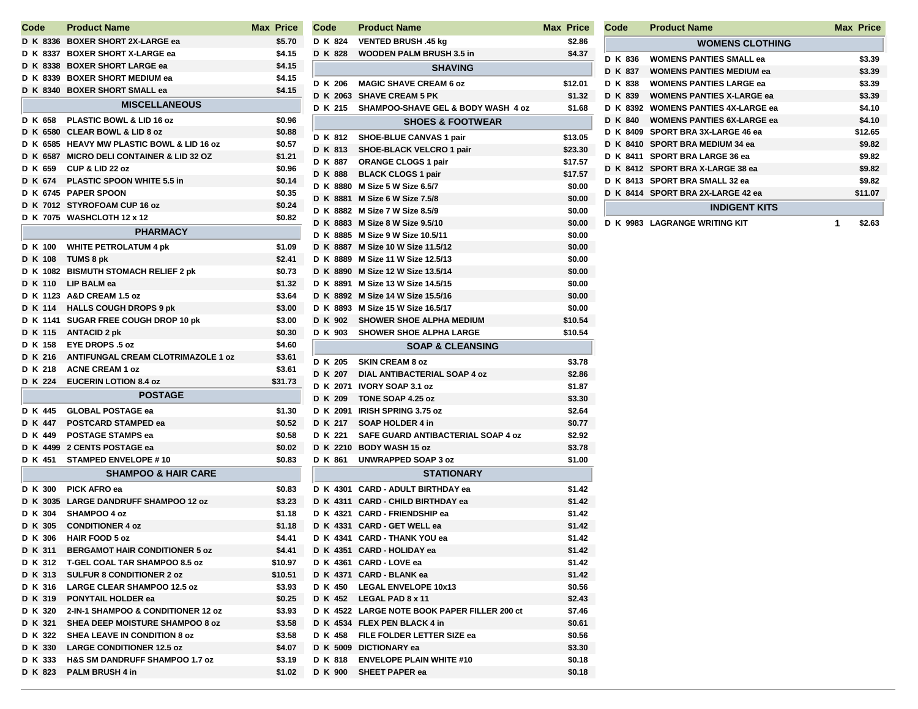| Code | Product Name | Max | Price |
|---|---|---|---|
| D K 8336 | BOXER SHORT 2X-LARGE ea | | $5.70 |
| D K 8337 | BOXER SHORT X-LARGE ea | | $4.15 |
| D K 8338 | BOXER SHORT LARGE ea | | $4.15 |
| D K 8339 | BOXER SHORT MEDIUM ea | | $4.15 |
| D K 8340 | BOXER SHORT SMALL ea | | $4.15 |
| | **MISCELLANEOUS** | | |
| D K 658 | PLASTIC BOWL & LID 16 oz | | $0.96 |
| D K 6580 | CLEAR BOWL & LID 8 oz | | $0.88 |
| D K 6585 | HEAVY MW PLASTIC BOWL & LID 16 oz | | $0.57 |
| D K 6587 | MICRO DELI CONTAINER & LID 32 OZ | | $1.21 |
| D K 659 | CUP & LID 22 oz | | $0.96 |
| D K 674 | PLASTIC SPOON WHITE 5.5 in | | $0.14 |
| D K 6745 | PAPER SPOON | | $0.35 |
| D K 7012 | STYROFOAM CUP 16 oz | | $0.24 |
| D K 7075 | WASHCLOTH 12 x 12 | | $0.82 |
| | **PHARMACY** | | |
| D K 100 | WHITE PETROLATUM 4 pk | | $1.09 |
| D K 108 | TUMS 8 pk | | $2.41 |
| D K 1082 | BISMUTH STOMACH RELIEF 2 pk | | $0.73 |
| D K 110 | LIP BALM ea | | $1.32 |
| D K 1123 | A&D CREAM 1.5 oz | | $3.64 |
| D K 114 | HALLS COUGH DROPS 9 pk | | $3.00 |
| D K 1141 | SUGAR FREE COUGH DROP 10 pk | | $3.00 |
| D K 115 | ANTACID 2 pk | | $0.30 |
| D K 158 | EYE DROPS .5 oz | | $4.60 |
| D K 216 | ANTIFUNGAL CREAM CLOTRIMAZOLE 1 oz | | $3.61 |
| D K 218 | ACNE CREAM 1 oz | | $3.61 |
| D K 224 | EUCERIN LOTION 8.4 oz | | $31.73 |
| | **POSTAGE** | | |
| D K 445 | GLOBAL POSTAGE ea | | $1.30 |
| D K 447 | POSTCARD STAMPED ea | | $0.52 |
| D K 449 | POSTAGE STAMPS ea | | $0.58 |
| D K 4499 | 2 CENTS POSTAGE ea | | $0.02 |
| D K 451 | STAMPED ENVELOPE # 10 | | $0.83 |
| | **SHAMPOO & HAIR CARE** | | |
| D K 300 | PICK AFRO ea | | $0.83 |
| D K 3035 | LARGE DANDRUFF SHAMPOO 12 oz | | $3.23 |
| D K 304 | SHAMPOO 4 oz | | $1.18 |
| D K 305 | CONDITIONER 4 oz | | $1.18 |
| D K 306 | HAIR FOOD 5 oz | | $4.41 |
| D K 311 | BERGAMOT HAIR CONDITIONER 5 oz | | $4.41 |
| D K 312 | T-GEL COAL TAR SHAMPOO 8.5 oz | | $10.97 |
| D K 313 | SULFUR 8 CONDITIONER 2 oz | | $10.51 |
| D K 316 | LARGE CLEAR SHAMPOO 12.5 oz | | $3.93 |
| D K 319 | PONYTAIL HOLDER ea | | $0.25 |
| D K 320 | 2-IN-1 SHAMPOO & CONDITIONER 12 oz | | $3.93 |
| D K 321 | SHEA DEEP MOISTURE SHAMPOO 8 oz | | $3.58 |
| D K 322 | SHEA LEAVE IN CONDITION 8 oz | | $3.58 |
| D K 330 | LARGE CONDITIONER 12.5 oz | | $4.07 |
| D K 333 | H&S SM DANDRUFF SHAMPOO 1.7 oz | | $3.19 |
| D K 823 | PALM BRUSH 4 in | | $1.02 |
| D K 824 | VENTED BRUSH .45 kg | | $2.86 |
| D K 828 | WOODEN PALM BRUSH 3.5 in | | $4.37 |
| | **SHAVING** | | |
| D K 206 | MAGIC SHAVE CREAM 6 oz | | $12.01 |
| D K 2063 | SHAVE CREAM 5 PK | | $1.32 |
| D K 215 | SHAMPOO-SHAVE GEL & BODY WASH 4 oz | | $1.68 |
| | **SHOES & FOOTWEAR** | | |
| D K 812 | SHOE-BLUE CANVAS 1 pair | | $13.05 |
| D K 813 | SHOE-BLACK VELCRO 1 pair | | $23.30 |
| D K 887 | ORANGE CLOGS 1 pair | | $17.57 |
| D K 888 | BLACK CLOGS 1 pair | | $17.57 |
| D K 8880 | M Size 5 W Size 6.5/7 | | $0.00 |
| D K 8881 | M Size 6 W Size 7.5/8 | | $0.00 |
| D K 8882 | M Size 7 W Size 8.5/9 | | $0.00 |
| D K 8883 | M Size 8 W Size 9.5/10 | | $0.00 |
| D K 8885 | M Size 9 W Size 10.5/11 | | $0.00 |
| D K 8887 | M Size 10 W Size 11.5/12 | | $0.00 |
| D K 8889 | M Size 11 W Size 12.5/13 | | $0.00 |
| D K 8890 | M Size 12 W Size 13.5/14 | | $0.00 |
| D K 8891 | M Size 13 W Size 14.5/15 | | $0.00 |
| D K 8892 | M Size 14 W Size 15.5/16 | | $0.00 |
| D K 8893 | M Size 15 W Size 16.5/17 | | $0.00 |
| D K 902 | SHOWER SHOE ALPHA MEDIUM | | $10.54 |
| D K 903 | SHOWER SHOE ALPHA LARGE | | $10.54 |
| | **SOAP & CLEANSING** | | |
| D K 205 | SKIN CREAM 8 oz | | $3.78 |
| D K 207 | DIAL ANTIBACTERIAL SOAP 4 oz | | $2.86 |
| D K 2071 | IVORY SOAP 3.1 oz | | $1.87 |
| D K 209 | TONE SOAP 4.25 oz | | $3.30 |
| D K 2091 | IRISH SPRING 3.75 oz | | $2.64 |
| D K 217 | SOAP HOLDER 4 in | | $0.77 |
| D K 221 | SAFE GUARD ANTIBACTERIAL SOAP 4 oz | | $2.92 |
| D K 2210 | BODY WASH 15 oz | | $3.78 |
| D K 861 | UNWRAPPED SOAP 3 oz | | $1.00 |
| | **STATIONARY** | | |
| D K 4301 | CARD - ADULT BIRTHDAY ea | | $1.42 |
| D K 4311 | CARD - CHILD BIRTHDAY ea | | $1.42 |
| D K 4321 | CARD - FRIENDSHIP ea | | $1.42 |
| D K 4331 | CARD - GET WELL ea | | $1.42 |
| D K 4341 | CARD - THANK YOU ea | | $1.42 |
| D K 4351 | CARD - HOLIDAY ea | | $1.42 |
| D K 4361 | CARD - LOVE ea | | $1.42 |
| D K 4371 | CARD - BLANK ea | | $1.42 |
| D K 450 | LEGAL ENVELOPE 10x13 | | $0.56 |
| D K 452 | LEGAL PAD 8 x 11 | | $2.43 |
| D K 4522 | LARGE NOTE BOOK PAPER FILLER 200 ct | | $7.46 |
| D K 4534 | FLEX PEN BLACK 4 in | | $0.61 |
| D K 458 | FILE FOLDER LETTER SIZE ea | | $0.56 |
| D K 5009 | DICTIONARY ea | | $3.30 |
| D K 818 | ENVELOPE PLAIN WHITE #10 | | $0.18 |
| D K 900 | SHEET PAPER ea | | $0.18 |
| | **WOMENS CLOTHING** | | |
| D K 836 | WOMENS PANTIES SMALL ea | | $3.39 |
| D K 837 | WOMENS PANTIES MEDIUM ea | | $3.39 |
| D K 838 | WOMENS PANTIES LARGE ea | | $3.39 |
| D K 839 | WOMENS PANTIES X-LARGE ea | | $3.39 |
| D K 8392 | WOMENS PANTIES 4X-LARGE ea | | $4.10 |
| D K 840 | WOMENS PANTIES 6X-LARGE ea | | $4.10 |
| D K 8409 | SPORT BRA 3X-LARGE 46 ea | | $12.65 |
| D K 8410 | SPORT BRA MEDIUM 34 ea | | $9.82 |
| D K 8411 | SPORT BRA LARGE 36 ea | | $9.82 |
| D K 8412 | SPORT BRA X-LARGE 38 ea | | $9.82 |
| D K 8413 | SPORT BRA SMALL 32 ea | | $9.82 |
| D K 8414 | SPORT BRA 2X-LARGE 42 ea | | $11.07 |
| | **INDIGENT KITS** | | |
| D K 9983 | LAGRANGE WRITING KIT | 1 | $2.63 |